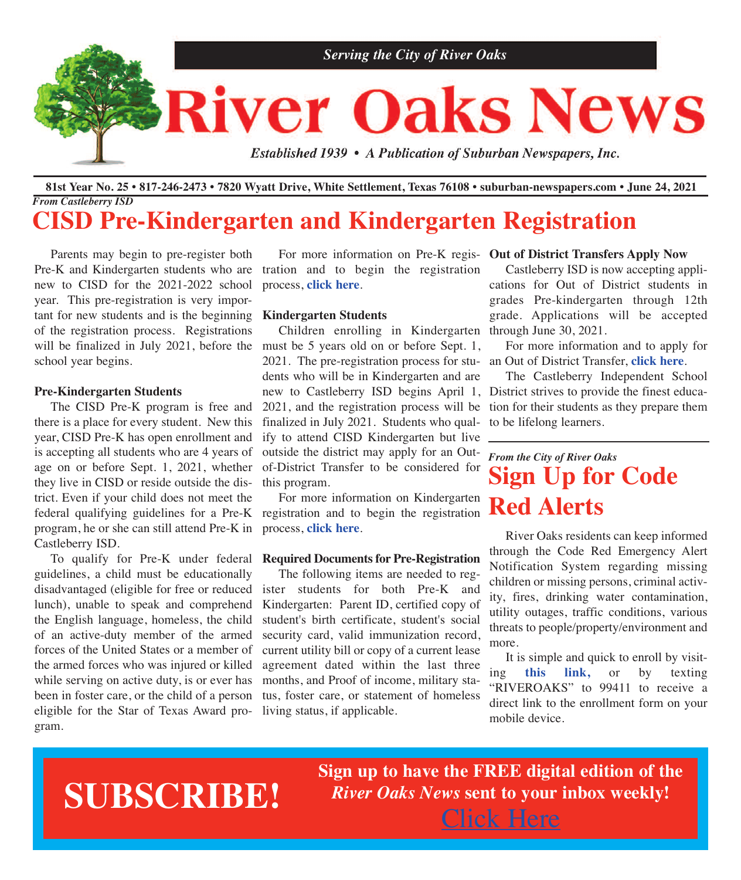*Serving the City of River Oaks*

# River Oaks News

*Established 1939 • A Publication of Suburban Newspapers, Inc.*

**81st Year No. 25 • 817-246-2473 • 7820 Wyatt Drive, White Settlement, Texas 76108 • suburban-newspapers.com • June 24, 2021**

*From Castleberry ISD*

## CISD Pre-Kindergarten and Kindergarten Registration

Parents may begin to pre-register both Pre-K and Kindergarten students who are new to CISD for the 2021-2022 school year. This pre-registration is very important for new students and is the beginning of the registration process. Registrations will be finalized in July 2021, before the school year begins.

**Pre-Kindergarten Students**

The CISD Pre-K program is free and there is a place for every student. New this year, CISD Pre-K has open enrollment and is accepting all students who are 4 years of age on or before Sept. 1, 2021, whether they live in CISD or reside outside the district. Even if your child does not meet the federal qualifying guidelines for a Pre-K program, he or she can still attend Pre-K in Castleberry ISD.

To qualify for Pre-K under federal guidelines, a child must be educationally disadvantaged (eligible for free or reduced lunch), unable to speak and comprehend the English language, homeless, the child of an active-duty member of the armed forces of the United States or a member of the armed forces who was injured or killed while serving on active duty, is or ever has been in foster care, or the child of a person eligible for the Star of Texas Award program.

For more information on Pre-K registration and to begin the registration process, **click here**.

**Kindergarten Students**

Children enrolling in Kindergarten must be 5 years old on or before Sept. 1, 2021. The pre-registration process for students who will be in Kindergarten and are new to Castleberry ISD begins April 1, 2021, and the registration process will be finalized in July 2021. Students who qualify to attend CISD Kindergarten but live outside the district may apply for an Out-of-District Transfer to be considered for this program.

For more information on Kindergarten registration and to begin the registration process, **click here**.

**Required Documents for Pre-Registration**

The following items are needed to register students for both Pre-K and Kindergarten: Parent ID, certified copy of student's birth certificate, student's social security card, valid immunization record, current utility bill or copy of a current lease agreement dated within the last three months, and Proof of income, military status, foster care, or statement of homeless living status, if applicable.

**Out of District Transfers Apply Now**

Castleberry ISD is now accepting applications for Out of District students in grades Pre-kindergarten through 12th grade. Applications will be accepted through June 30, 2021.

For more information and to apply for an Out of District Transfer, **click here**.

The Castleberry Independent School District strives to provide the finest education for their students as they prepare them to be lifelong learners.

*From the City of River Oaks*

## Sign Up for Code Red Alerts

River Oaks residents can keep informed through the Code Red Emergency Alert Notification System regarding missing children or missing persons, criminal activity, fires, drinking water contamination, utility outages, traffic conditions, various threats to people/property/environment and more.

It is simple and quick to enroll by visiting **this link,** or by texting "RIVEROAKS" to 99411 to receive a direct link to the enrollment form on your mobile device.

**SUBSCRIBE!**

**Sign up to have the FREE digital edition of the *River Oaks News* sent to your inbox weekly!**

Click Here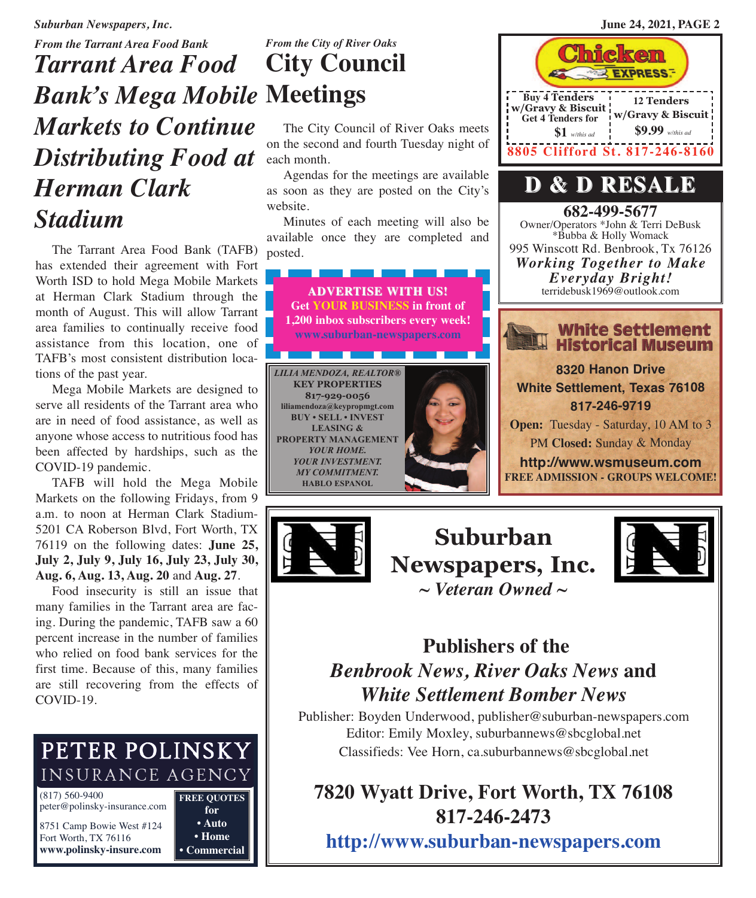*From the Tarrant Area Food Bank*

# *Tarrant Area Food Bank's Mega Mobile Markets to Continue Distributing Food at Herman Clark Stadium*

The Tarrant Area Food Bank (TAFB) has extended their agreement with Fort Worth ISD to hold Mega Mobile Markets at Herman Clark Stadium through the month of August. This will allow Tarrant area families to continually receive food assistance from this location, one of TAFB's most consistent distribution locations of the past year.

Mega Mobile Markets are designed to serve all residents of the Tarrant area who are in need of food assistance, as well as anyone whose access to nutritious food has been affected by hardships, such as the COVID-19 pandemic.

TAFB will hold the Mega Mobile Markets on the following Fridays, from 9 a.m. to noon at Herman Clark Stadium-5201 CA Roberson Blvd, Fort Worth, TX 76119 on the following dates: **June 25, July 2, July 9, July 16, July 23, July 30, Aug. 6, Aug. 13, Aug. 20** and **Aug. 27**.

Food insecurity is still an issue that many families in the Tarrant area are facing. During the pandemic, TAFB saw a 60 percent increase in the number of families who relied on food bank services for the first time. Because of this, many families are still recovering from the effects of COVID-19.

PETER POLINSKY INSURANCE AGENCY
(817) 560-9400
peter@polinsky-insurance.com
8751 Camp Bowie West #124
Fort Worth, TX 76116
**www.polinsky-insure.com**
**FREE QUOTES for • Auto • Home • Commercial**

*From the City of River Oaks*

# City Council Meetings

The City Council of River Oaks meets on the second and fourth Tuesday night of each month.

Agendas for the meetings are available as soon as they are posted on the City's website.

Minutes of each meeting will also be available once they are completed and posted.

**ADVERTISE WITH US!**
**Get YOUR BUSINESS in front of 1,200 inbox subscribers every week!**
**www.suburban-newspapers.com**

*LILIA MENDOZA, REALTOR®*
KEY PROPERTIES
817-929-0056
liliamendoza@keypropmgt.com
BUY • SELL • INVEST
LEASING & PROPERTY MANAGEMENT
*YOUR HOME. YOUR INVESTMENT. MY COMMITMENT.*
HABLO ESPANOL

Chicken EXPRESS
Buy 4 Tenders w/Gravy & Biscuit Get 4 Tenders for $1 w/this ad
12 Tenders w/Gravy & Biscuit $9.99 w/this ad
8805 Clifford St. 817-246-8160

**D & D RESALE**
**682-499-5677**
Owner/Operators *John & Terri DeBusk *Bubba & Holly Womack
995 Winscott Rd. Benbrook, Tx 76126
*Working Together to Make Everyday Bright!*
terridebusk1969@outlook.com

**White Settlement Historical Museum**
**8320 Hanon Drive**
**White Settlement, Texas 76108**
**817-246-9719**
**Open:** Tuesday - Saturday, 10 AM to 3 PM **Closed:** Sunday & Monday
**http://www.wsmuseum.com**
**FREE ADMISSION - GROUPS WELCOME!**

## Suburban Newspapers, Inc.

***~ Veteran Owned ~***

### Publishers of the *Benbrook News, River Oaks News* and *White Settlement Bomber News*

Publisher: Boyden Underwood, publisher@suburban-newspapers.com
Editor: Emily Moxley, suburbannews@sbcglobal.net
Classifieds: Vee Horn, ca.suburbannews@sbcglobal.net

**7820 Wyatt Drive, Fort Worth, TX 76108**
**817-246-2473**
**http://www.suburban-newspapers.com**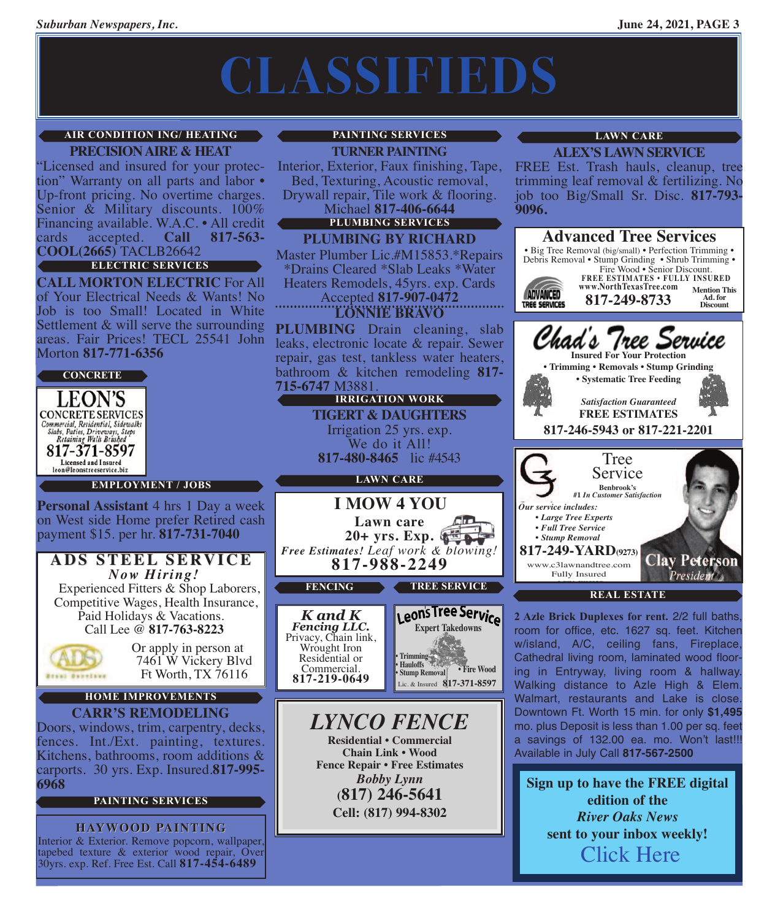# CLASSIFIEDS

## AIR CONDITION ING/ HEATING

### PRECISION AIRE & HEAT

"Licensed and insured for your protection" Warranty on all parts and labor • Up-front pricing. No overtime charges. Senior & Military discounts. 100% Financing available. W.A.C. • All credit cards accepted. **Call 817-563-COOL(2665)** TACLB26642

## ELECTRIC SERVICES

**CALL MORTON ELECTRIC** For All of Your Electrical Needs & Wants! No Job is too Small! Located in White Settlement & will serve the surrounding areas. Fair Prices! TECL 25541 John Morton **817-771-6356**

## CONCRETE

**LEON'S CONCRETE SERVICES**
*Commercial, Residential, Sidewalks Slabs, Patios, Driveways, Steps Retaining Walls Brushed*
**817-371-8597**
Licensed and Insured
leon@leonstreeservice.biz

## EMPLOYMENT / JOBS

**Personal Assistant** 4 hrs 1 Day a week on West side Home prefer Retired cash payment $15. per hr. **817-731-7040**

**ADS STEEL SERVICE**
*Now Hiring!*
Experienced Fitters & Shop Laborers, Competitive Wages, Health Insurance, Paid Holidays & Vacations.
Call Lee @ **817-763-8223**
Or apply in person at 7461 W Vickery Blvd Ft Worth, TX 76116

## HOME IMPROVEMENTS

### CARR'S REMODELING

Doors, windows, trim, carpentry, decks, fences. Int./Ext. painting, textures. Kitchens, bathrooms, room additions & carports. 30 yrs. Exp. Insured.**817-995-6968**

## PAINTING SERVICES

**HAYWOOD PAINTING**
Interior & Exterior. Remove popcorn, wallpaper, tapebed texture & exterior wood repair, Over 30yrs. exp. Ref. Free Est. Call **817-454-6489**

## PAINTING SERVICES

### TURNER PAINTING

Interior, Exterior, Faux finishing, Tape, Bed, Texturing, Acoustic removal, Drywall repair, Tile work & flooring. Michael **817-406-6644**

## PLUMBING SERVICES

### PLUMBING BY RICHARD

Master Plumber Lic.#M15853.*Repairs *Drains Cleared *Slab Leaks *Water Heaters Remodels, 45yrs. exp. Cards Accepted **817-907-0472**

### LONNIE BRAVO

**PLUMBING** Drain cleaning, slab leaks, electronic locate & repair. Sewer repair, gas test, tankless water heaters, bathroom & kitchen remodeling **817-715-6747** M3881.

## IRRIGATION WORK

### TIGERT & DAUGHTERS

Irrigation 25 yrs. exp.
We do it All!
**817-480-8465** lic #4543

## LAWN CARE

**I MOW 4 YOU**
**Lawn care**
**20+ yrs. Exp.**
*Free Estimates! Leaf work & blowing!*
**817-988-2249**

## FENCING

***K and K Fencing LLC.***
Privacy, Chain link, Wrought Iron
Residential or Commercial.
**817-219-0649**

## TREE SERVICE

**Leons Tree Service**
Expert Takedowns
• Trimming
• Hauloffs
• Stump Removal
• Fire Wood
Lic. & Insured **817-371-8597**

***LYNCO FENCE***
**Residential • Commercial**
**Chain Link • Wood**
**Fence Repair • Free Estimates**
***Bobby Lynn***
**(817) 246-5641**
**Cell: (817) 994-8302**

## LAWN CARE

### ALEX'S LAWN SERVICE

FREE Est. Trash hauls, cleanup, tree trimming leaf removal & fertilizing. No job too Big/Small Sr. Disc. **817-793-9096.**

**Advanced Tree Services**
• Big Tree Removal (big/small) • Perfection Trimming • Debris Removal • Stump Grinding • Shrub Trimming • Fire Wood • Senior Discount.
**FREE ESTIMATES • FULLY INSURED**
**www.NorthTexasTree.com**
**817-249-8733**
**Mention This Ad. for Discount**

**Chad's Tree Service**
**Insured For Your Protection**
**• Trimming • Removals • Stump Grinding**
**• Systematic Tree Feeding**
*Satisfaction Guaranteed*
**FREE ESTIMATES**
**817-246-5943 or 817-221-2201**

**Tree Service**
**Benbrook's**
***#1 In Customer Satisfaction***
*Our service includes:*
- *Large Tree Experts*
- *Full Tree Service*
- *Stump Removal*

**817-249-YARD(9273)**
www.c3lawnandtree.com
Fully Insured
**Clay Peterson**
*President*

## REAL ESTATE

**2 Azle Brick Duplexes for rent.** 2/2 full baths, room for office, etc. 1627 sq. feet. Kitchen w/island, A/C, ceiling fans, Fireplace, Cathedral living room, laminated wood flooring in Entryway, living room & hallway. Walking distance to Azle High & Elem. Walmart, restaurants and Lake is close. Downtown Ft. Worth 15 min. for only **$1,495** mo. plus Deposit is less than 1.00 per sq. feet a savings of 132.00 ea. mo. Won't last!!! Available in July Call **817-567-2500**

**Sign up to have the FREE digital edition of the *River Oaks News* sent to your inbox weekly!**
Click Here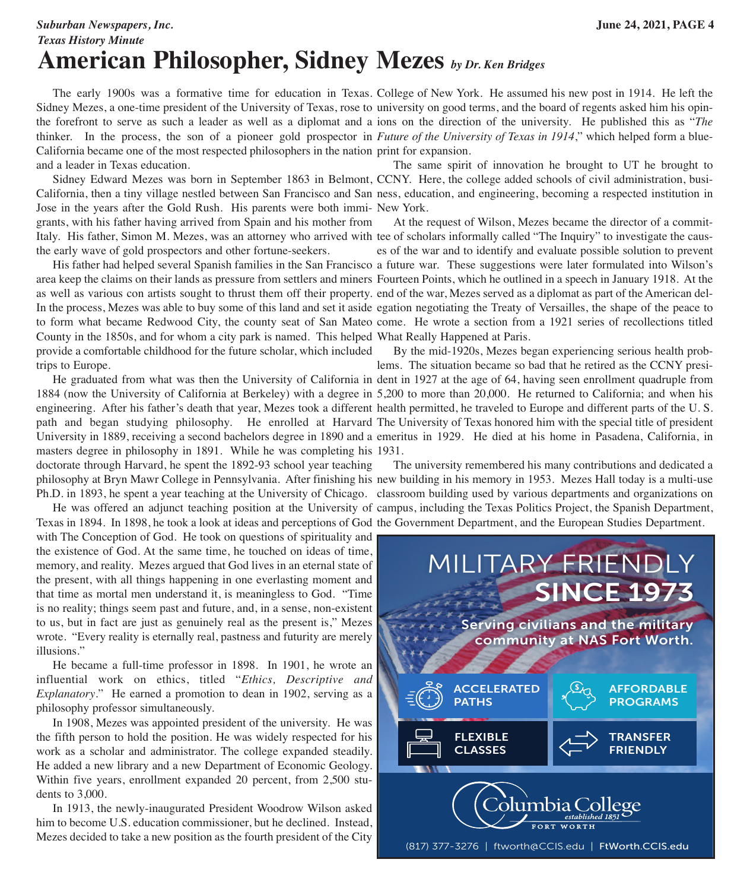*Texas History Minute*

# American Philosopher, Sidney Mezes *by Dr. Ken Bridges*

The early 1900s was a formative time for education in Texas. Sidney Mezes, a one-time president of the University of Texas, rose to the forefront to serve as such a leader as well as a diplomat and a thinker. In the process, the son of a pioneer gold prospector in California became one of the most respected philosophers in the nation and a leader in Texas education.

Sidney Edward Mezes was born in September 1863 in Belmont, California, then a tiny village nestled between San Francisco and San Jose in the years after the Gold Rush. His parents were both immigrants, with his father having arrived from Spain and his mother from Italy. His father, Simon M. Mezes, was an attorney who arrived with the early wave of gold prospectors and other fortune-seekers.

His father had helped several Spanish families in the San Francisco area keep the claims on their lands as pressure from settlers and miners as well as various con artists sought to thrust them off their property. In the process, Mezes was able to buy some of this land and set it aside to form what became Redwood City, the county seat of San Mateo County in the 1850s, and for whom a city park is named. This helped provide a comfortable childhood for the future scholar, which included trips to Europe.

He graduated from what was then the University of California in 1884 (now the University of California at Berkeley) with a degree in engineering. After his father's death that year, Mezes took a different path and began studying philosophy. He enrolled at Harvard University in 1889, receiving a second bachelors degree in 1890 and a masters degree in philosophy in 1891. While he was completing his doctorate through Harvard, he spent the 1892-93 school year teaching philosophy at Bryn Mawr College in Pennsylvania. After finishing his Ph.D. in 1893, he spent a year teaching at the University of Chicago.

He was offered an adjunct teaching position at the University of Texas in 1894. In 1898, he took a look at ideas and perceptions of God with The Conception of God. He took on questions of spirituality and the existence of God. At the same time, he touched on ideas of time, memory, and reality. Mezes argued that God lives in an eternal state of the present, with all things happening in one everlasting moment and that time as mortal men understand it, is meaningless to God. "Time is no reality; things seem past and future, and, in a sense, non-existent to us, but in fact are just as genuinely real as the present is," Mezes wrote. "Every reality is eternally real, pastness and futurity are merely illusions."

He became a full-time professor in 1898. In 1901, he wrote an influential work on ethics, titled "*Ethics, Descriptive and Explanatory*." He earned a promotion to dean in 1902, serving as a philosophy professor simultaneously.

In 1908, Mezes was appointed president of the university. He was the fifth person to hold the position. He was widely respected for his work as a scholar and administrator. The college expanded steadily. He added a new library and a new Department of Economic Geology. Within five years, enrollment expanded 20 percent, from 2,500 students to 3,000.

In 1913, the newly-inaugurated President Woodrow Wilson asked him to become U.S. education commissioner, but he declined. Instead, Mezes decided to take a new position as the fourth president of the City College of New York. He assumed his new post in 1914. He left the university on good terms, and the board of regents asked him his opinions on the direction of the university. He published this as "*The Future of the University of Texas in 1914*," which helped form a blueprint for expansion.

The same spirit of innovation he brought to UT he brought to CCNY. Here, the college added schools of civil administration, business, education, and engineering, becoming a respected institution in New York.

At the request of Wilson, Mezes became the director of a committee of scholars informally called "The Inquiry" to investigate the causes of the war and to identify and evaluate possible solution to prevent a future war. These suggestions were later formulated into Wilson's Fourteen Points, which he outlined in a speech in January 1918. At the end of the war, Mezes served as a diplomat as part of the American delegation negotiating the Treaty of Versailles, the shape of the peace to come. He wrote a section from a 1921 series of recollections titled What Really Happened at Paris.

By the mid-1920s, Mezes began experiencing serious health problems. The situation became so bad that he retired as the CCNY president in 1927 at the age of 64, having seen enrollment quadruple from 5,200 to more than 20,000. He returned to California; and when his health permitted, he traveled to Europe and different parts of the U. S. The University of Texas honored him with the special title of president emeritus in 1929. He died at his home in Pasadena, California, in 1931.

The university remembered his many contributions and dedicated a new building in his memory in 1953. Mezes Hall today is a multi-use classroom building used by various departments and organizations on campus, including the Texas Politics Project, the Spanish Department, the Government Department, and the European Studies Department.

MILITARY FRIENDLY
**SINCE 1973**

**Serving civilians and the military community at NAS Fort Worth.**

**ACCELERATED PATHS** | **AFFORDABLE PROGRAMS** | **FLEXIBLE CLASSES** | **TRANSFER FRIENDLY**

Columbia College *established 1851* FORT WORTH

(817) 377-3276 | ftworth@CCIS.edu | **FtWorth.CCIS.edu**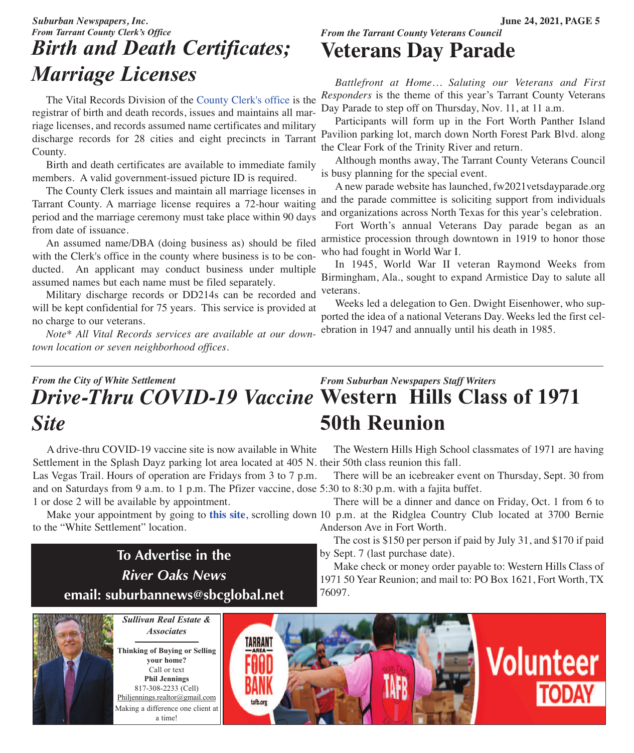*From Tarrant County Clerk's Office*

# Birth and Death Certificates; Marriage Licenses

The Vital Records Division of the County Clerk's office is the registrar of birth and death records, issues and maintains all marriage licenses, and records assumed name certificates and military discharge records for 28 cities and eight precincts in Tarrant County.

Birth and death certificates are available to immediate family members. A valid government-issued picture ID is required.

The County Clerk issues and maintain all marriage licenses in Tarrant County. A marriage license requires a 72-hour waiting period and the marriage ceremony must take place within 90 days from date of issuance.

An assumed name/DBA (doing business as) should be filed with the Clerk's office in the county where business is to be conducted. An applicant may conduct business under multiple assumed names but each name must be filed separately.

Military discharge records or DD214s can be recorded and will be kept confidential for 75 years. This service is provided at no charge to our veterans.

*Note* All Vital Records services are available at our downtown location or seven neighborhood offices.*

*From the Tarrant County Veterans Council*

# Veterans Day Parade

*Battlefront at Home… Saluting our Veterans and First Responders* is the theme of this year's Tarrant County Veterans Day Parade to step off on Thursday, Nov. 11, at 11 a.m.

Participants will form up in the Fort Worth Panther Island Pavilion parking lot, march down North Forest Park Blvd. along the Clear Fork of the Trinity River and return.

Although months away, The Tarrant County Veterans Council is busy planning for the special event.

A new parade website has launched, fw2021vetsdayparade.org and the parade committee is soliciting support from individuals and organizations across North Texas for this year's celebration.

Fort Worth's annual Veterans Day parade began as an armistice procession through downtown in 1919 to honor those who had fought in World War I.

In 1945, World War II veteran Raymond Weeks from Birmingham, Ala., sought to expand Armistice Day to salute all veterans.

Weeks led a delegation to Gen. Dwight Eisenhower, who supported the idea of a national Veterans Day. Weeks led the first celebration in 1947 and annually until his death in 1985.

---

*From the City of White Settlement*

# Drive-Thru COVID-19 Vaccine Site

A drive-thru COVID-19 vaccine site is now available in White Settlement in the Splash Dayz parking lot area located at 405 N. Las Vegas Trail. Hours of operation are Fridays from 3 to 7 p.m. and on Saturdays from 9 a.m. to 1 p.m. The Pfizer vaccine, dose 1 or dose 2 will be available by appointment.

Make your appointment by going to **this site**, scrolling down to the "White Settlement" location.

**To Advertise in the *River Oaks News* email: suburbannews@sbcglobal.net**

*From Suburban Newspapers Staff Writers*

# Western Hills Class of 1971 50th Reunion

The Western Hills High School classmates of 1971 are having their 50th class reunion this fall.

There will be an icebreaker event on Thursday, Sept. 30 from 5:30 to 8:30 p.m. with a fajita buffet.

There will be a dinner and dance on Friday, Oct. 1 from 6 to 10 p.m. at the Ridglea Country Club located at 3700 Bernie Anderson Ave in Fort Worth.

The cost is $150 per person if paid by July 31, and $170 if paid by Sept. 7 (last purchase date).

Make check or money order payable to: Western Hills Class of 1971 50 Year Reunion; and mail to: PO Box 1621, Fort Worth, TX 76097.

***Sullivan Real Estate & Associates***

**Thinking of Buying or Selling your home?**
Call or text
**Phil Jennings**
817-308-2233 (Cell)
Philjennings.realtor@gmail.com
Making a difference one client at a time!

TARRANT AREA FOOD BANK tafb.org — Volunteer TODAY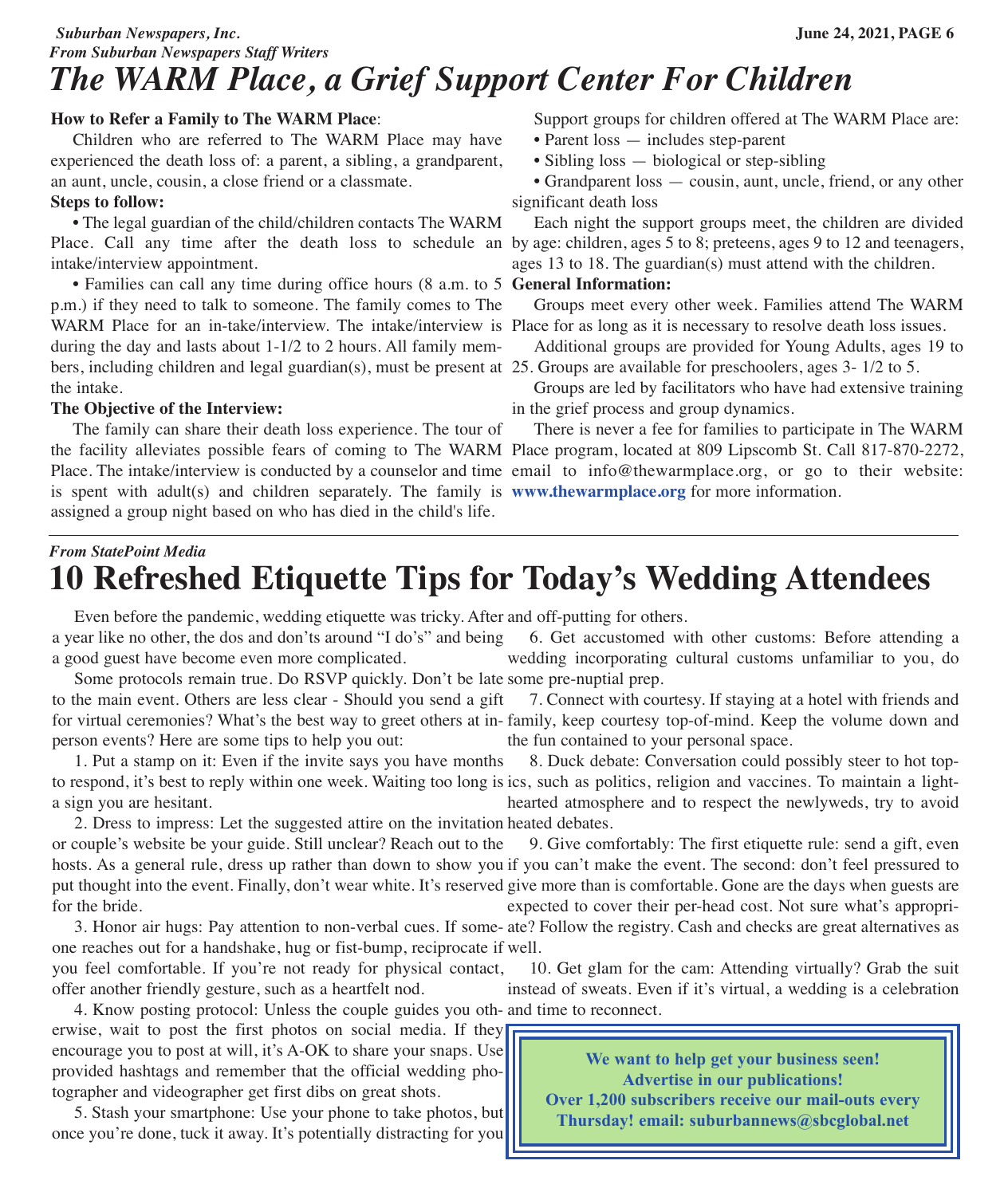*From Suburban Newspapers Staff Writers*

# The WARM Place, a Grief Support Center For Children

**How to Refer a Family to The WARM Place**:

Children who are referred to The WARM Place may have experienced the death loss of: a parent, a sibling, a grandparent, an aunt, uncle, cousin, a close friend or a classmate.

**Steps to follow:**

- The legal guardian of the child/children contacts The WARM Place. Call any time after the death loss to schedule an intake/interview appointment.
- Families can call any time during office hours (8 a.m. to 5 p.m.) if they need to talk to someone. The family comes to The WARM Place for an in-take/interview. The intake/interview is during the day and lasts about 1-1/2 to 2 hours. All family members, including children and legal guardian(s), must be present at the intake.

**The Objective of the Interview:**

The family can share their death loss experience. The tour of the facility alleviates possible fears of coming to The WARM Place. The intake/interview is conducted by a counselor and time is spent with adult(s) and children separately. The family is assigned a group night based on who has died in the child's life.

Support groups for children offered at The WARM Place are:

- Parent loss — includes step-parent
- Sibling loss — biological or step-sibling
- Grandparent loss — cousin, aunt, uncle, friend, or any other significant death loss

Each night the support groups meet, the children are divided by age: children, ages 5 to 8; preteens, ages 9 to 12 and teenagers, ages 13 to 18. The guardian(s) must attend with the children.

**General Information:**

Groups meet every other week. Families attend The WARM Place for as long as it is necessary to resolve death loss issues.

Additional groups are provided for Young Adults, ages 19 to 25. Groups are available for preschoolers, ages 3- 1/2 to 5.

Groups are led by facilitators who have had extensive training in the grief process and group dynamics.

There is never a fee for families to participate in The WARM Place program, located at 809 Lipscomb St. Call 817-870-2272, email to info@thewarmplace.org, or go to their website: **www.thewarmplace.org** for more information.

---

*From StatePoint Media*

# 10 Refreshed Etiquette Tips for Today's Wedding Attendees

Even before the pandemic, wedding etiquette was tricky. After a year like no other, the dos and don'ts around "I do's" and being a good guest have become even more complicated.

Some protocols remain true. Do RSVP quickly. Don't be late to the main event. Others are less clear - Should you send a gift for virtual ceremonies? What's the best way to greet others at in-person events? Here are some tips to help you out:

1. Put a stamp on it: Even if the invite says you have months to respond, it's best to reply within one week. Waiting too long is a sign you are hesitant.

2. Dress to impress: Let the suggested attire on the invitation or couple's website be your guide. Still unclear? Reach out to the hosts. As a general rule, dress up rather than down to show you put thought into the event. Finally, don't wear white. It's reserved for the bride.

3. Honor air hugs: Pay attention to non-verbal cues. If someone reaches out for a handshake, hug or fist-bump, reciprocate if you feel comfortable. If you're not ready for physical contact, offer another friendly gesture, such as a heartfelt nod.

4. Know posting protocol: Unless the couple guides you otherwise, wait to post the first photos on social media. If they encourage you to post at will, it's A-OK to share your snaps. Use provided hashtags and remember that the official wedding photographer and videographer get first dibs on great shots.

5. Stash your smartphone: Use your phone to take photos, but once you're done, tuck it away. It's potentially distracting for you and off-putting for others.

6. Get accustomed with other customs: Before attending a wedding incorporating cultural customs unfamiliar to you, do some pre-nuptial prep.

7. Connect with courtesy. If staying at a hotel with friends and family, keep courtesy top-of-mind. Keep the volume down and the fun contained to your personal space.

8. Duck debate: Conversation could possibly steer to hot topics, such as politics, religion and vaccines. To maintain a lighthearted atmosphere and to respect the newlyweds, try to avoid heated debates.

9. Give comfortably: The first etiquette rule: send a gift, even if you can't make the event. The second: don't feel pressured to give more than is comfortable. Gone are the days when guests are expected to cover their per-head cost. Not sure what's appropriate? Follow the registry. Cash and checks are great alternatives as well.

10. Get glam for the cam: Attending virtually? Grab the suit instead of sweats. Even if it's virtual, a wedding is a celebration and time to reconnect.

**We want to help get your business seen!**
**Advertise in our publications!**
**Over 1,200 subscribers receive our mail-outs every Thursday! email: suburbannews@sbcglobal.net**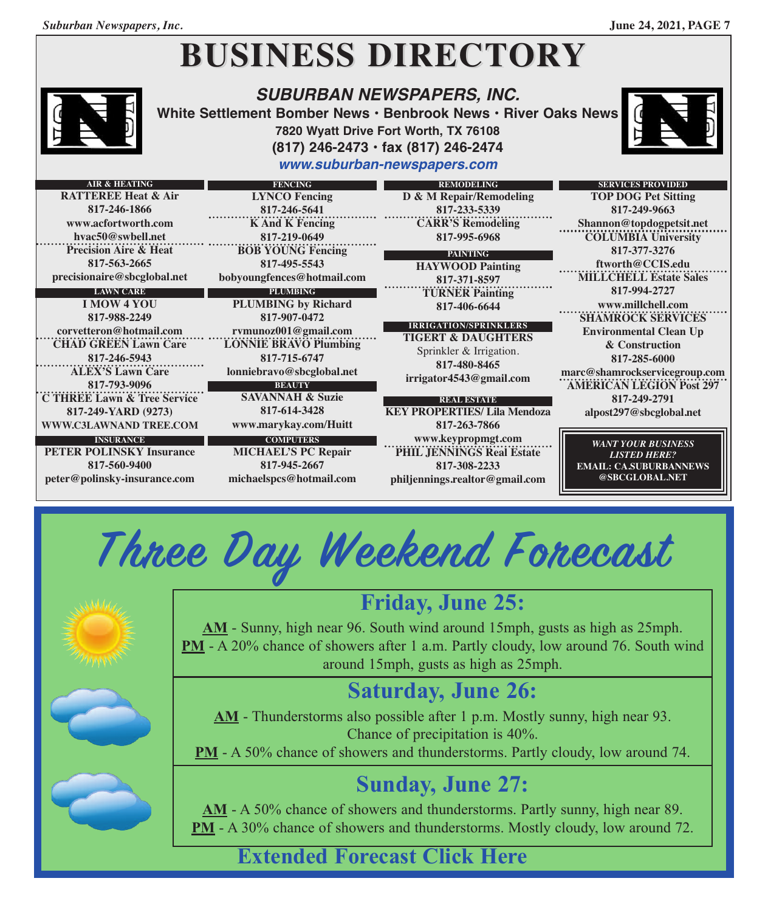# BUSINESS DIRECTORY

## SUBURBAN NEWSPAPERS, INC.

**White Settlement Bomber News • Benbrook News • River Oaks News**

**7820 Wyatt Drive Fort Worth, TX 76108**

**(817) 246-2473 • fax (817) 246-2474**

***www.suburban-newspapers.com***

### AIR & HEATING

**RATTEREE Heat & Air**
817-246-1866
www.acfortworth.com
hvac50@swbell.net

**Precision Aire & Heat**
817-563-2665
precisionaire@sbcglobal.net

### LAWN CARE

**I MOW 4 YOU**
817-988-2249
corvetteron@hotmail.com

**CHAD GREEN Lawn Care**
817-246-5943

**ALEX'S Lawn Care**
817-793-9096

**C THREE Lawn & Tree Service**
817-249-YARD (9273)
WWW.C3LAWNAND TREE.COM

### INSURANCE

**PETER POLINSKY Insurance**
817-560-9400
peter@polinsky-insurance.com

### FENCING

**LYNCO Fencing**
817-246-5641

**K And K Fencing**
817-219-0649

**BOB YOUNG Fencing**
817-495-5543
bobyoungfences@hotmail.com

### PLUMBING

**PLUMBING by Richard**
817-907-0472
rvmunoz001@gmail.com

**LONNIE BRAVO Plumbing**
817-715-6747
lonniebravo@sbcglobal.net

### BEAUTY

**SAVANNAH & Suzie**
817-614-3428
www.marykay.com/Huitt

### COMPUTERS

**MICHAEL'S PC Repair**
817-945-2667
michaelspcs@hotmail.com

### REMODELING

**D & M Repair/Remodeling**
817-233-5339

**CARR'S Remodeling**
817-995-6968

### PAINTING

**HAYWOOD Painting**
817-371-8597

**TURNER Painting**
817-406-6644

### IRRIGATION/SPRINKLERS

**TIGERT & DAUGHTERS**
Sprinkler & Irrigation.
817-480-8465
irrigator4543@gmail.com

### REAL ESTATE

**KEY PROPERTIES/ Lila Mendoza**
817-263-7866
www.keypropmgt.com

**PHIL JENNINGS Real Estate**
817-308-2233
philjennings.realtor@gmail.com

### SERVICES PROVIDED

**TOP DOG Pet Sitting**
817-249-9663
Shannon@topdogpetsit.net

**COLUMBIA University**
817-377-3276
ftworth@CCIS.edu

**MILLCHELL Estate Sales**
817-994-2727
www.millchell.com

**SHAMROCK SERVICES**
Environmental Clean Up & Construction
817-285-6000
marc@shamrockservicegroup.com

**AMERICAN LEGION Post 297**
817-249-2791
alpost297@sbcglobal.net

***WANT YOUR BUSINESS LISTED HERE?***
**EMAIL: CA.SUBURBANNEWS @SBCGLOBAL.NET**

# Three Day Weekend Forecast

## Friday, June 25:

**AM** - Sunny, high near 96. South wind around 15mph, gusts as high as 25mph.

**PM** - A 20% chance of showers after 1 a.m. Partly cloudy, low around 76. South wind around 15mph, gusts as high as 25mph.

## Saturday, June 26:

**AM** - Thunderstorms also possible after 1 p.m. Mostly sunny, high near 93. Chance of precipitation is 40%.

**PM** - A 50% chance of showers and thunderstorms. Partly cloudy, low around 74.

## Sunday, June 27:

**AM** - A 50% chance of showers and thunderstorms. Partly sunny, high near 89.

**PM** - A 30% chance of showers and thunderstorms. Mostly cloudy, low around 72.

**Extended Forecast Click Here**